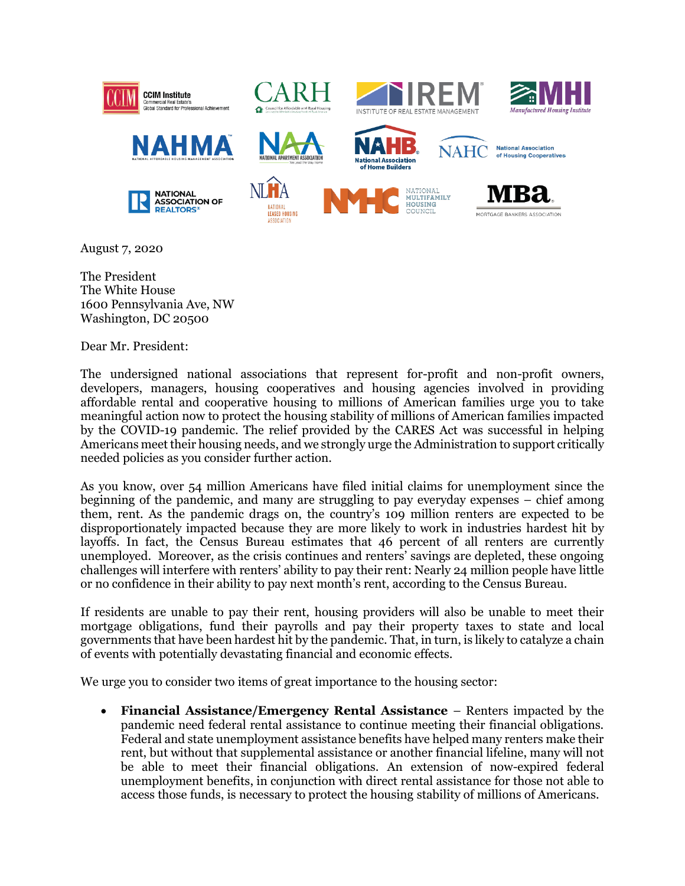CCIM Institute — Commercial Real Estate's Global Standard for Professional Achievement | CARH — Council for Affordable and Rural Housing | IREM — Institute of Real Estate Management | MHI — Manufactured Housing Institute | NAHMA — National Affordable Housing Management Association | NAA — National Apartment Association | NAHB — National Association of Home Builders | NAHC — National Association of Housing Cooperatives | National Association of Realtors® | NLHA — National Leased Housing Association | NMHC — National Multifamily Housing Council | MBA — Mortgage Bankers Association

August 7, 2020

The President
The White House
1600 Pennsylvania Ave, NW
Washington, DC 20500

Dear Mr. President:

The undersigned national associations that represent for-profit and non-profit owners, developers, managers, housing cooperatives and housing agencies involved in providing affordable rental and cooperative housing to millions of American families urge you to take meaningful action now to protect the housing stability of millions of American families impacted by the COVID-19 pandemic. The relief provided by the CARES Act was successful in helping Americans meet their housing needs, and we strongly urge the Administration to support critically needed policies as you consider further action.

As you know, over 54 million Americans have filed initial claims for unemployment since the beginning of the pandemic, and many are struggling to pay everyday expenses – chief among them, rent. As the pandemic drags on, the country's 109 million renters are expected to be disproportionately impacted because they are more likely to work in industries hardest hit by layoffs. In fact, the Census Bureau estimates that 46 percent of all renters are currently unemployed. Moreover, as the crisis continues and renters' savings are depleted, these ongoing challenges will interfere with renters' ability to pay their rent: Nearly 24 million people have little or no confidence in their ability to pay next month's rent, according to the Census Bureau.

If residents are unable to pay their rent, housing providers will also be unable to meet their mortgage obligations, fund their payrolls and pay their property taxes to state and local governments that have been hardest hit by the pandemic. That, in turn, is likely to catalyze a chain of events with potentially devastating financial and economic effects.

We urge you to consider two items of great importance to the housing sector:

- **Financial Assistance/Emergency Rental Assistance** – Renters impacted by the pandemic need federal rental assistance to continue meeting their financial obligations. Federal and state unemployment assistance benefits have helped many renters make their rent, but without that supplemental assistance or another financial lifeline, many will not be able to meet their financial obligations. An extension of now-expired federal unemployment benefits, in conjunction with direct rental assistance for those not able to access those funds, is necessary to protect the housing stability of millions of Americans.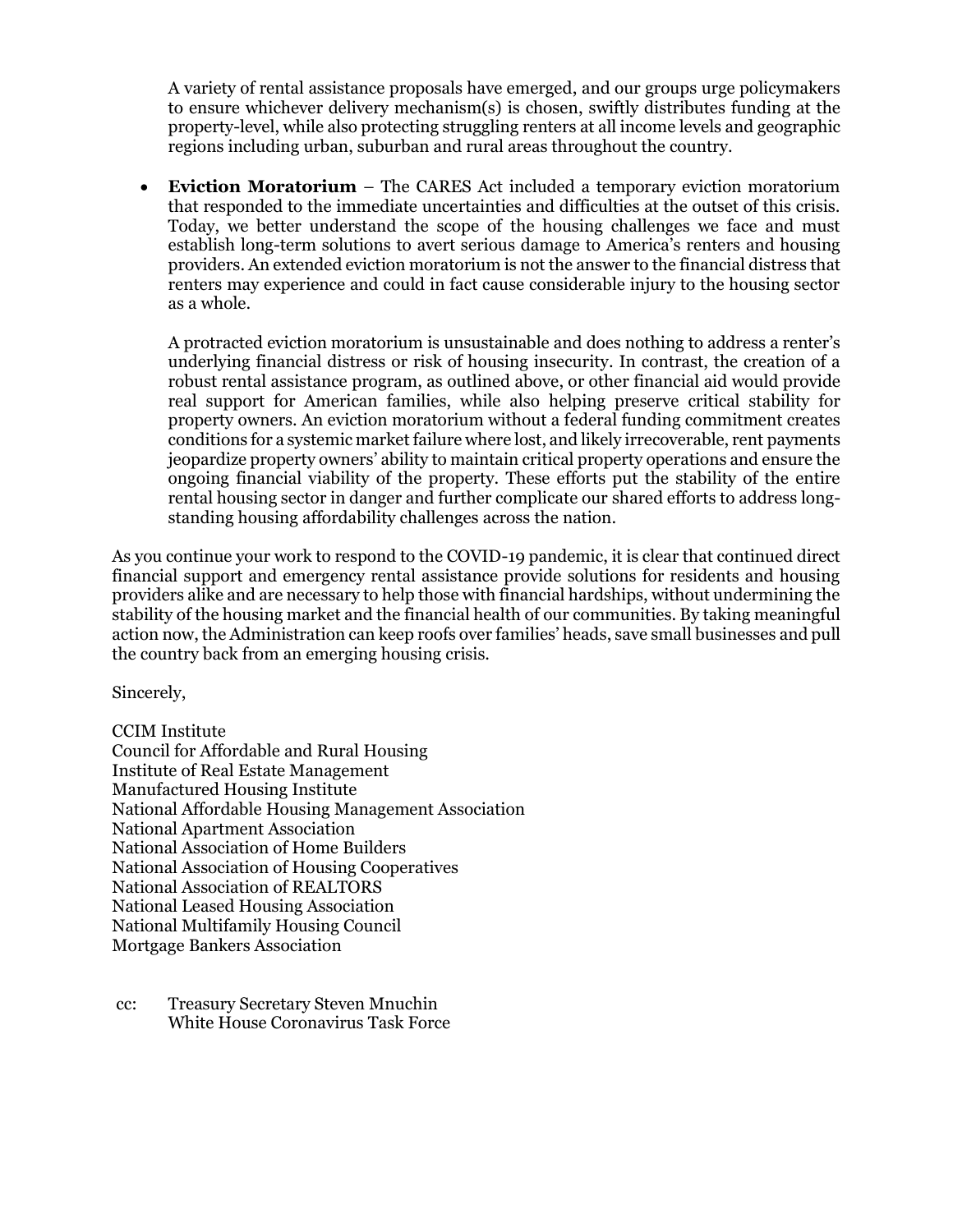A variety of rental assistance proposals have emerged, and our groups urge policymakers to ensure whichever delivery mechanism(s) is chosen, swiftly distributes funding at the property-level, while also protecting struggling renters at all income levels and geographic regions including urban, suburban and rural areas throughout the country.

- **Eviction Moratorium** – The CARES Act included a temporary eviction moratorium that responded to the immediate uncertainties and difficulties at the outset of this crisis. Today, we better understand the scope of the housing challenges we face and must establish long-term solutions to avert serious damage to America's renters and housing providers. An extended eviction moratorium is not the answer to the financial distress that renters may experience and could in fact cause considerable injury to the housing sector as a whole.

  A protracted eviction moratorium is unsustainable and does nothing to address a renter's underlying financial distress or risk of housing insecurity. In contrast, the creation of a robust rental assistance program, as outlined above, or other financial aid would provide real support for American families, while also helping preserve critical stability for property owners. An eviction moratorium without a federal funding commitment creates conditions for a systemic market failure where lost, and likely irrecoverable, rent payments jeopardize property owners' ability to maintain critical property operations and ensure the ongoing financial viability of the property. These efforts put the stability of the entire rental housing sector in danger and further complicate our shared efforts to address long-standing housing affordability challenges across the nation.

As you continue your work to respond to the COVID-19 pandemic, it is clear that continued direct financial support and emergency rental assistance provide solutions for residents and housing providers alike and are necessary to help those with financial hardships, without undermining the stability of the housing market and the financial health of our communities. By taking meaningful action now, the Administration can keep roofs over families' heads, save small businesses and pull the country back from an emerging housing crisis.

Sincerely,

CCIM Institute
Council for Affordable and Rural Housing
Institute of Real Estate Management
Manufactured Housing Institute
National Affordable Housing Management Association
National Apartment Association
National Association of Home Builders
National Association of Housing Cooperatives
National Association of REALTORS
National Leased Housing Association
National Multifamily Housing Council
Mortgage Bankers Association

cc: Treasury Secretary Steven Mnuchin
White House Coronavirus Task Force